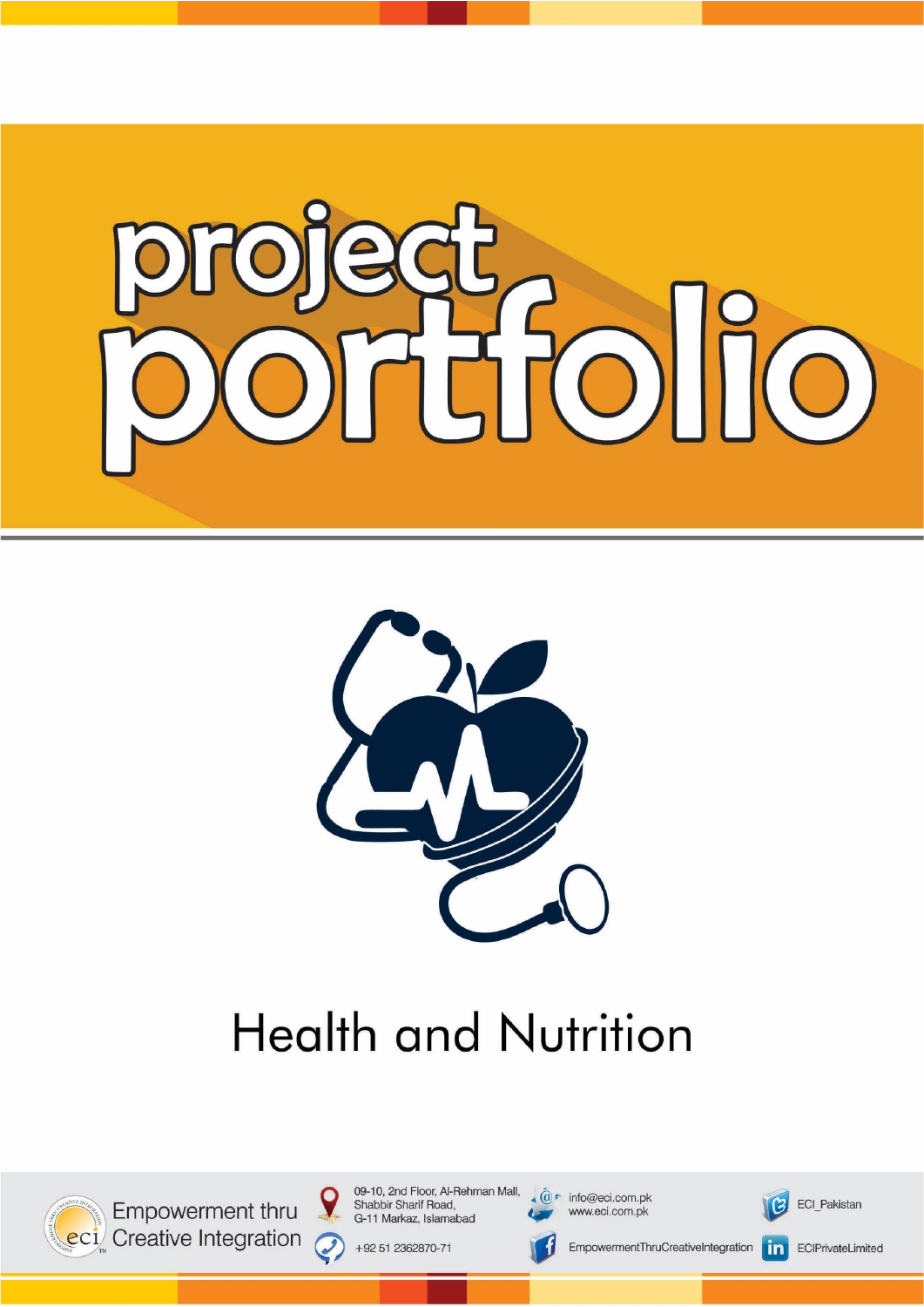# project portfolio

## Health and Nutrition

Empowerment thru Creative Integration

09-10, 2nd Floor, Al-Rehman Mall, Shabbir Sharif Road, G-11 Markaz, Islamabad

+92 51 2362870-71

info@eci.com.pk
www.eci.com.pk

EmpowermentThruCreativeIntegration

ECI_Pakistan

ECIPrivateLimited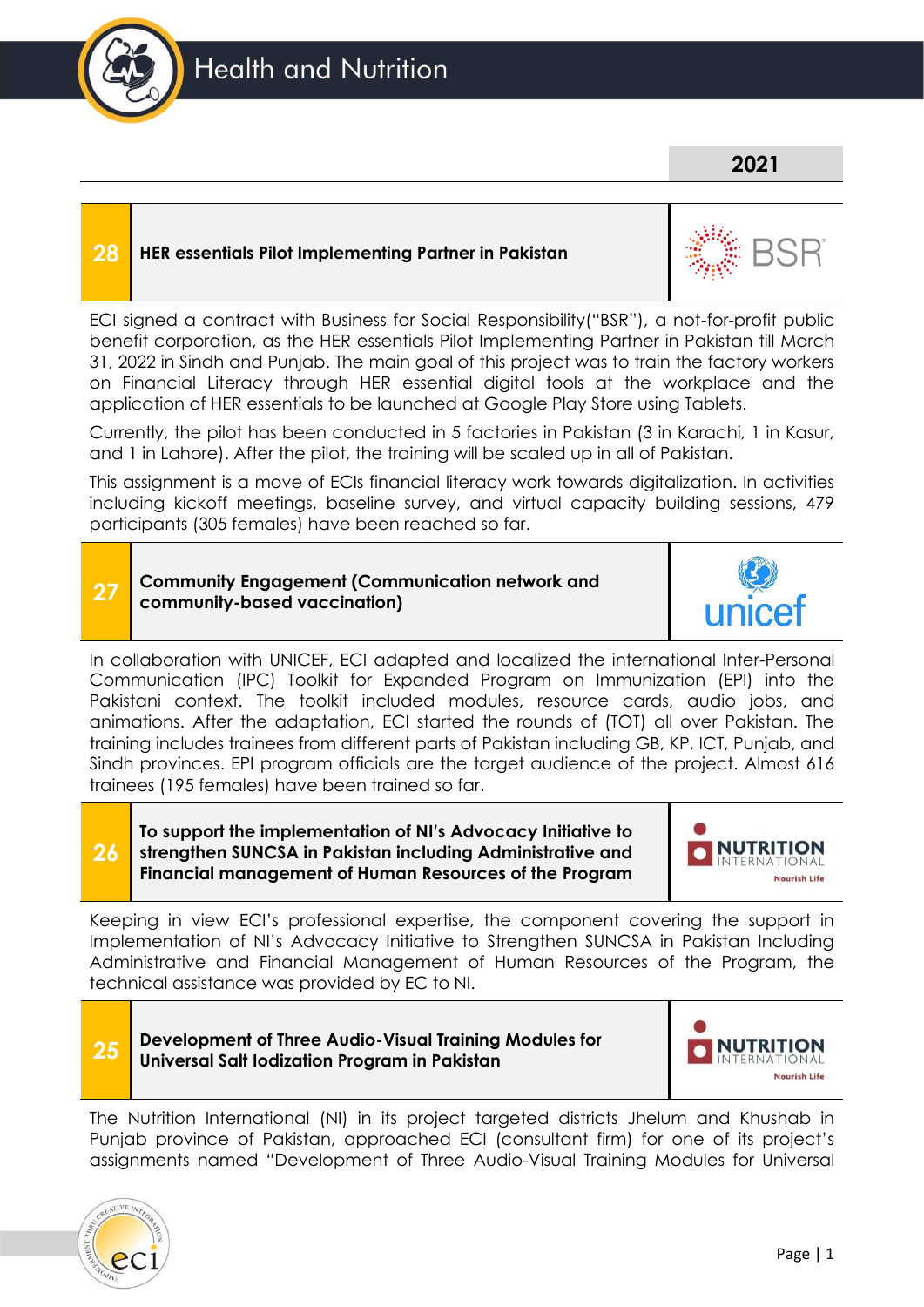# Health and Nutrition

## 2021

## 28 HER essentials Pilot Implementing Partner in Pakistan

ECI signed a contract with Business for Social Responsibility("BSR"), a not-for-profit public benefit corporation, as the HER essentials Pilot Implementing Partner in Pakistan till March 31, 2022 in Sindh and Punjab. The main goal of this project was to train the factory workers on Financial Literacy through HER essential digital tools at the workplace and the application of HER essentials to be launched at Google Play Store using Tablets.

Currently, the pilot has been conducted in 5 factories in Pakistan (3 in Karachi, 1 in Kasur, and 1 in Lahore). After the pilot, the training will be scaled up in all of Pakistan.

This assignment is a move of ECIs financial literacy work towards digitalization. In activities including kickoff meetings, baseline survey, and virtual capacity building sessions, 479 participants (305 females) have been reached so far.

## 27 Community Engagement (Communication network and community-based vaccination)

In collaboration with UNICEF, ECI adapted and localized the international Inter-Personal Communication (IPC) Toolkit for Expanded Program on Immunization (EPI) into the Pakistani context. The toolkit included modules, resource cards, audio jobs, and animations. After the adaptation, ECI started the rounds of (TOT) all over Pakistan. The training includes trainees from different parts of Pakistan including GB, KP, ICT, Punjab, and Sindh provinces. EPI program officials are the target audience of the project. Almost 616 trainees (195 females) have been trained so far.

## 26 To support the implementation of NI's Advocacy Initiative to strengthen SUNCSA in Pakistan including Administrative and Financial management of Human Resources of the Program

Keeping in view ECI's professional expertise, the component covering the support in Implementation of NI's Advocacy Initiative to Strengthen SUNCSA in Pakistan Including Administrative and Financial Management of Human Resources of the Program, the technical assistance was provided by EC to NI.

## 25 Development of Three Audio-Visual Training Modules for Universal Salt Iodization Program in Pakistan

The Nutrition International (NI) in its project targeted districts Jhelum and Khushab in Punjab province of Pakistan, approached ECI (consultant firm) for one of its project's assignments named "Development of Three Audio-Visual Training Modules for Universal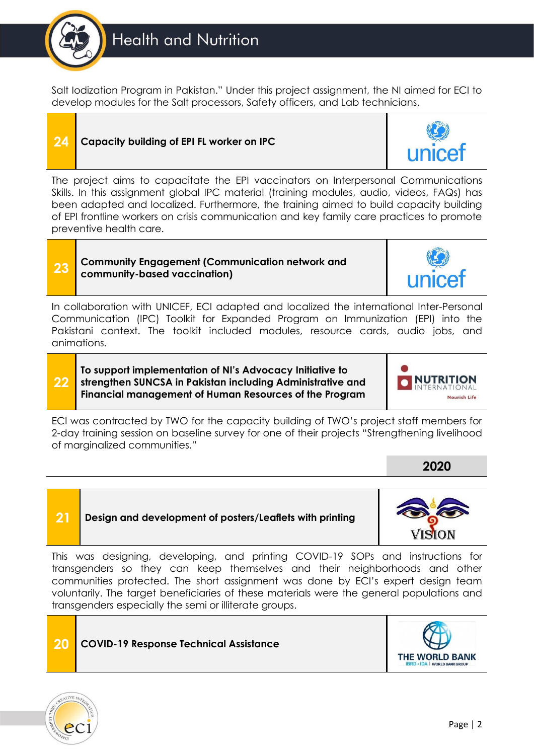Salt Iodization Program in Pakistan." Under this project assignment, the NI aimed for ECI to develop modules for the Salt processors, Safety officers, and Lab technicians.

| 24 | Capacity building of EPI FL worker on IPC | unicef |
|---|---|---|

The project aims to capacitate the EPI vaccinators on Interpersonal Communications Skills. In this assignment global IPC material (training modules, audio, videos, FAQs) has been adapted and localized. Furthermore, the training aimed to build capacity building of EPI frontline workers on crisis communication and key family care practices to promote preventive health care.

| 23 | Community Engagement (Communication network and community-based vaccination) | unicef |
|---|---|---|

In collaboration with UNICEF, ECI adapted and localized the international Inter-Personal Communication (IPC) Toolkit for Expanded Program on Immunization (EPI) into the Pakistani context. The toolkit included modules, resource cards, audio jobs, and animations.

| 22 | To support implementation of NI's Advocacy Initiative to strengthen SUNCSA in Pakistan including Administrative and Financial management of Human Resources of the Program | NUTRITION INTERNATIONAL Nourish Life |
|---|---|---|

ECI was contracted by TWO for the capacity building of TWO's project staff members for 2-day training session on baseline survey for one of their projects "Strengthening livelihood of marginalized communities."

## 2020

| 21 | Design and development of posters/Leaflets with printing | VISION |
|---|---|---|

This was designing, developing, and printing COVID-19 SOPs and instructions for transgenders so they can keep themselves and their neighborhoods and other communities protected. The short assignment was done by ECI's expert design team voluntarily. The target beneficiaries of these materials were the general populations and transgenders especially the semi or illiterate groups.

| 20 | COVID-19 Response Technical Assistance | THE WORLD BANK IBRD • IDA \| WORLD BANK GROUP |
|---|---|---|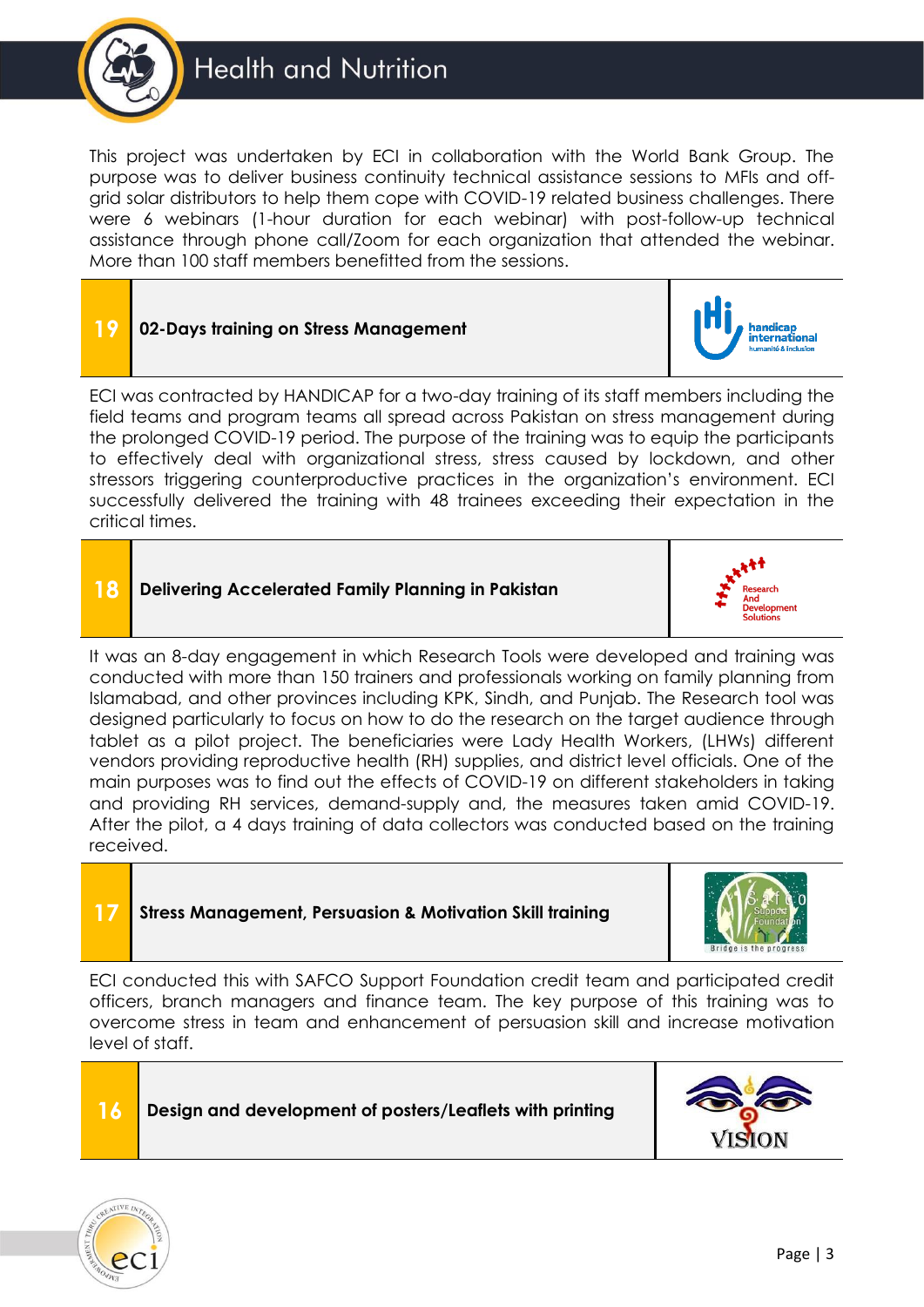# Health and Nutrition

This project was undertaken by ECI in collaboration with the World Bank Group. The purpose was to deliver business continuity technical assistance sessions to MFIs and off-grid solar distributors to help them cope with COVID-19 related business challenges. There were 6 webinars (1-hour duration for each webinar) with post-follow-up technical assistance through phone call/Zoom for each organization that attended the webinar. More than 100 staff members benefitted from the sessions.

## 19 02-Days training on Stress Management

ECI was contracted by HANDICAP for a two-day training of its staff members including the field teams and program teams all spread across Pakistan on stress management during the prolonged COVID-19 period. The purpose of the training was to equip the participants to effectively deal with organizational stress, stress caused by lockdown, and other stressors triggering counterproductive practices in the organization's environment. ECI successfully delivered the training with 48 trainees exceeding their expectation in the critical times.

## 18 Delivering Accelerated Family Planning in Pakistan

It was an 8-day engagement in which Research Tools were developed and training was conducted with more than 150 trainers and professionals working on family planning from Islamabad, and other provinces including KPK, Sindh, and Punjab. The Research tool was designed particularly to focus on how to do the research on the target audience through tablet as a pilot project. The beneficiaries were Lady Health Workers, (LHWs) different vendors providing reproductive health (RH) supplies, and district level officials. One of the main purposes was to find out the effects of COVID-19 on different stakeholders in taking and providing RH services, demand-supply and, the measures taken amid COVID-19. After the pilot, a 4 days training of data collectors was conducted based on the training received.

## 17 Stress Management, Persuasion & Motivation Skill training

ECI conducted this with SAFCO Support Foundation credit team and participated credit officers, branch managers and finance team. The key purpose of this training was to overcome stress in team and enhancement of persuasion skill and increase motivation level of staff.

## 16 Design and development of posters/Leaflets with printing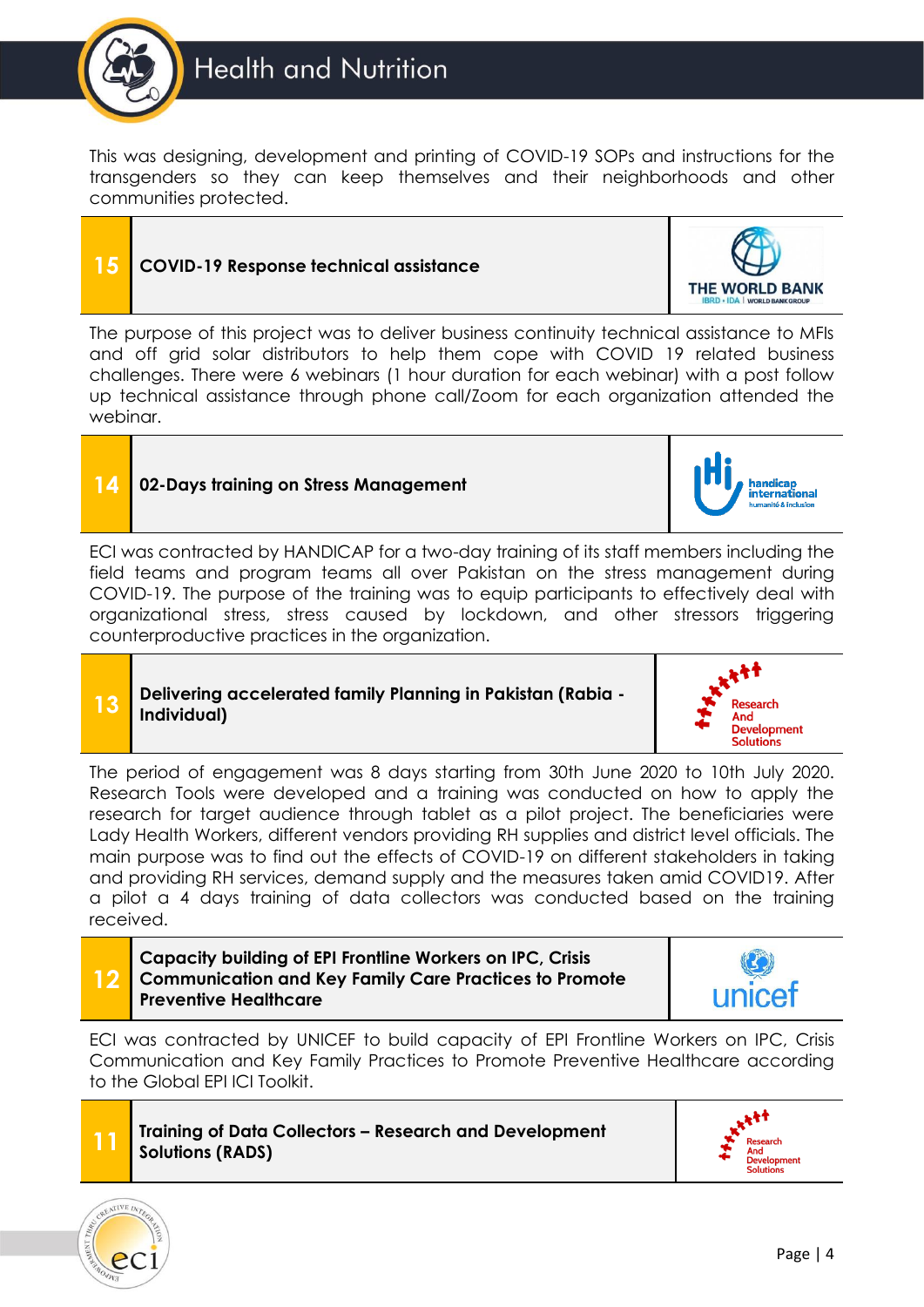This was designing, development and printing of COVID-19 SOPs and instructions for the transgenders so they can keep themselves and their neighborhoods and other communities protected.

| 15 | **COVID-19 Response technical assistance** | THE WORLD BANK |
|---|---|---|

The purpose of this project was to deliver business continuity technical assistance to MFIs and off grid solar distributors to help them cope with COVID 19 related business challenges. There were 6 webinars (1 hour duration for each webinar) with a post follow up technical assistance through phone call/Zoom for each organization attended the webinar.

| 14 | **02-Days training on Stress Management** | handicap international |
|---|---|---|

ECI was contracted by HANDICAP for a two-day training of its staff members including the field teams and program teams all over Pakistan on the stress management during COVID-19. The purpose of the training was to equip participants to effectively deal with organizational stress, stress caused by lockdown, and other stressors triggering counterproductive practices in the organization.

| 13 | **Delivering accelerated family Planning in Pakistan (Rabia - Individual)** | Research And Development Solutions |
|---|---|---|

The period of engagement was 8 days starting from 30th June 2020 to 10th July 2020. Research Tools were developed and a training was conducted on how to apply the research for target audience through tablet as a pilot project. The beneficiaries were Lady Health Workers, different vendors providing RH supplies and district level officials. The main purpose was to find out the effects of COVID-19 on different stakeholders in taking and providing RH services, demand supply and the measures taken amid COVID19. After a pilot a 4 days training of data collectors was conducted based on the training received.

| 12 | **Capacity building of EPI Frontline Workers on IPC, Crisis Communication and Key Family Care Practices to Promote Preventive Healthcare** | unicef |
|---|---|---|

ECI was contracted by UNICEF to build capacity of EPI Frontline Workers on IPC, Crisis Communication and Key Family Practices to Promote Preventive Healthcare according to the Global EPI ICI Toolkit.

| 11 | **Training of Data Collectors – Research and Development Solutions (RADS)** | Research And Development Solutions |
|---|---|---|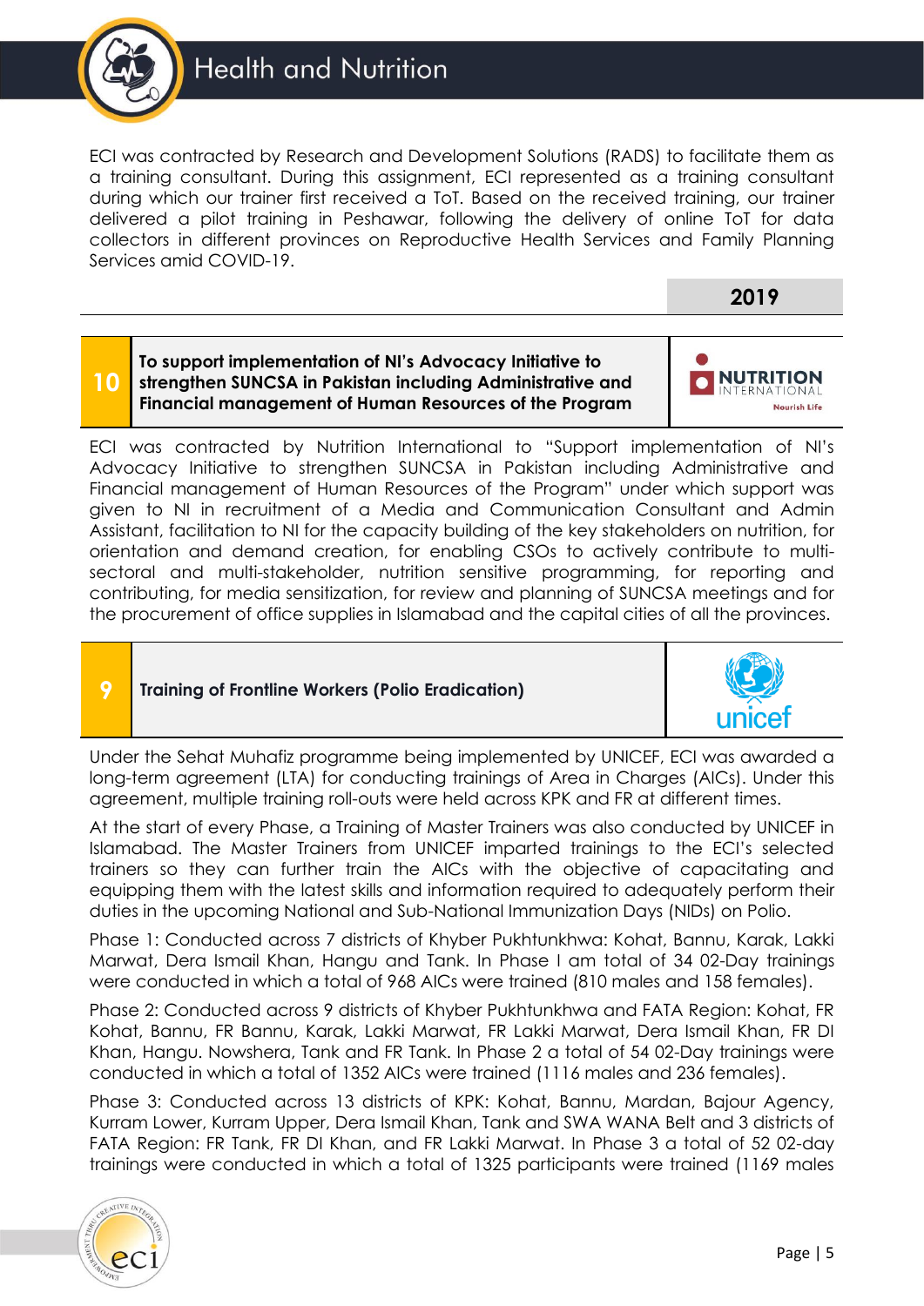# Health and Nutrition

ECI was contracted by Research and Development Solutions (RADS) to facilitate them as a training consultant. During this assignment, ECI represented as a training consultant during which our trainer first received a ToT. Based on the received training, our trainer delivered a pilot training in Peshawar, following the delivery of online ToT for data collectors in different provinces on Reproductive Health Services and Family Planning Services amid COVID-19.

**2019**

| 10 | **To support implementation of NI's Advocacy Initiative to strengthen SUNCSA in Pakistan including Administrative and Financial management of Human Resources of the Program** | NUTRITION INTERNATIONAL Nourish Life |
|---|---|---|

ECI was contracted by Nutrition International to "Support implementation of NI's Advocacy Initiative to strengthen SUNCSA in Pakistan including Administrative and Financial management of Human Resources of the Program" under which support was given to NI in recruitment of a Media and Communication Consultant and Admin Assistant, facilitation to NI for the capacity building of the key stakeholders on nutrition, for orientation and demand creation, for enabling CSOs to actively contribute to multi-sectoral and multi-stakeholder, nutrition sensitive programming, for reporting and contributing, for media sensitization, for review and planning of SUNCSA meetings and for the procurement of office supplies in Islamabad and the capital cities of all the provinces.

| 9 | **Training of Frontline Workers (Polio Eradication)** | unicef |
|---|---|---|

Under the Sehat Muhafiz programme being implemented by UNICEF, ECI was awarded a long-term agreement (LTA) for conducting trainings of Area in Charges (AICs). Under this agreement, multiple training roll-outs were held across KPK and FR at different times.

At the start of every Phase, a Training of Master Trainers was also conducted by UNICEF in Islamabad. The Master Trainers from UNICEF imparted trainings to the ECI's selected trainers so they can further train the AICs with the objective of capacitating and equipping them with the latest skills and information required to adequately perform their duties in the upcoming National and Sub-National Immunization Days (NIDs) on Polio.

Phase 1: Conducted across 7 districts of Khyber Pukhtunkhwa: Kohat, Bannu, Karak, Lakki Marwat, Dera Ismail Khan, Hangu and Tank. In Phase I am total of 34 02-Day trainings were conducted in which a total of 968 AICs were trained (810 males and 158 females).

Phase 2: Conducted across 9 districts of Khyber Pukhtunkhwa and FATA Region: Kohat, FR Kohat, Bannu, FR Bannu, Karak, Lakki Marwat, FR Lakki Marwat, Dera Ismail Khan, FR DI Khan, Hangu. Nowshera, Tank and FR Tank. In Phase 2 a total of 54 02-Day trainings were conducted in which a total of 1352 AICs were trained (1116 males and 236 females).

Phase 3: Conducted across 13 districts of KPK: Kohat, Bannu, Mardan, Bajour Agency, Kurram Lower, Kurram Upper, Dera Ismail Khan, Tank and SWA WANA Belt and 3 districts of FATA Region: FR Tank, FR DI Khan, and FR Lakki Marwat. In Phase 3 a total of 52 02-day trainings were conducted in which a total of 1325 participants were trained (1169 males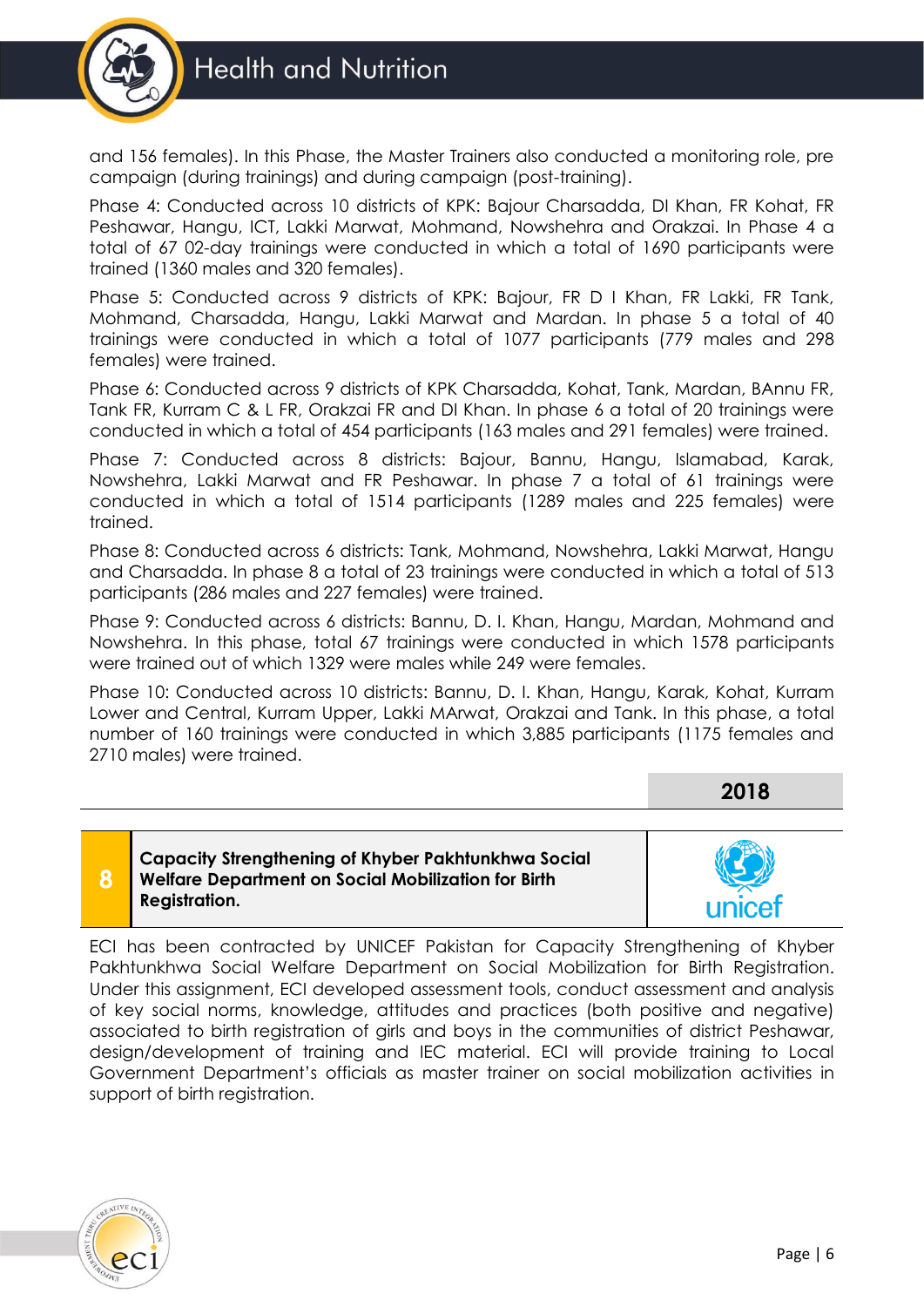and 156 females). In this Phase, the Master Trainers also conducted a monitoring role, pre campaign (during trainings) and during campaign (post-training).

Phase 4: Conducted across 10 districts of KPK: Bajour Charsadda, DI Khan, FR Kohat, FR Peshawar, Hangu, ICT, Lakki Marwat, Mohmand, Nowshehra and Orakzai. In Phase 4 a total of 67 02-day trainings were conducted in which a total of 1690 participants were trained (1360 males and 320 females).

Phase 5: Conducted across 9 districts of KPK: Bajour, FR D I Khan, FR Lakki, FR Tank, Mohmand, Charsadda, Hangu, Lakki Marwat and Mardan. In phase 5 a total of 40 trainings were conducted in which a total of 1077 participants (779 males and 298 females) were trained.

Phase 6: Conducted across 9 districts of KPK Charsadda, Kohat, Tank, Mardan, BAnnu FR, Tank FR, Kurram C & L FR, Orakzai FR and DI Khan. In phase 6 a total of 20 trainings were conducted in which a total of 454 participants (163 males and 291 females) were trained.

Phase 7: Conducted across 8 districts: Bajour, Bannu, Hangu, Islamabad, Karak, Nowshehra, Lakki Marwat and FR Peshawar. In phase 7 a total of 61 trainings were conducted in which a total of 1514 participants (1289 males and 225 females) were trained.

Phase 8: Conducted across 6 districts: Tank, Mohmand, Nowshehra, Lakki Marwat, Hangu and Charsadda. In phase 8 a total of 23 trainings were conducted in which a total of 513 participants (286 males and 227 females) were trained.

Phase 9: Conducted across 6 districts: Bannu, D. I. Khan, Hangu, Mardan, Mohmand and Nowshehra. In this phase, total 67 trainings were conducted in which 1578 participants were trained out of which 1329 were males while 249 were females.

Phase 10: Conducted across 10 districts: Bannu, D. I. Khan, Hangu, Karak, Kohat, Kurram Lower and Central, Kurram Upper, Lakki MArwat, Orakzai and Tank. In this phase, a total number of 160 trainings were conducted in which 3,885 participants (1175 females and 2710 males) were trained.

## 2018

| 8 | **Capacity Strengthening of Khyber Pakhtunkhwa Social Welfare Department on Social Mobilization for Birth Registration.** | unicef |
|---|---|---|

ECI has been contracted by UNICEF Pakistan for Capacity Strengthening of Khyber Pakhtunkhwa Social Welfare Department on Social Mobilization for Birth Registration. Under this assignment, ECI developed assessment tools, conduct assessment and analysis of key social norms, knowledge, attitudes and practices (both positive and negative) associated to birth registration of girls and boys in the communities of district Peshawar, design/development of training and IEC material. ECI will provide training to Local Government Department's officials as master trainer on social mobilization activities in support of birth registration.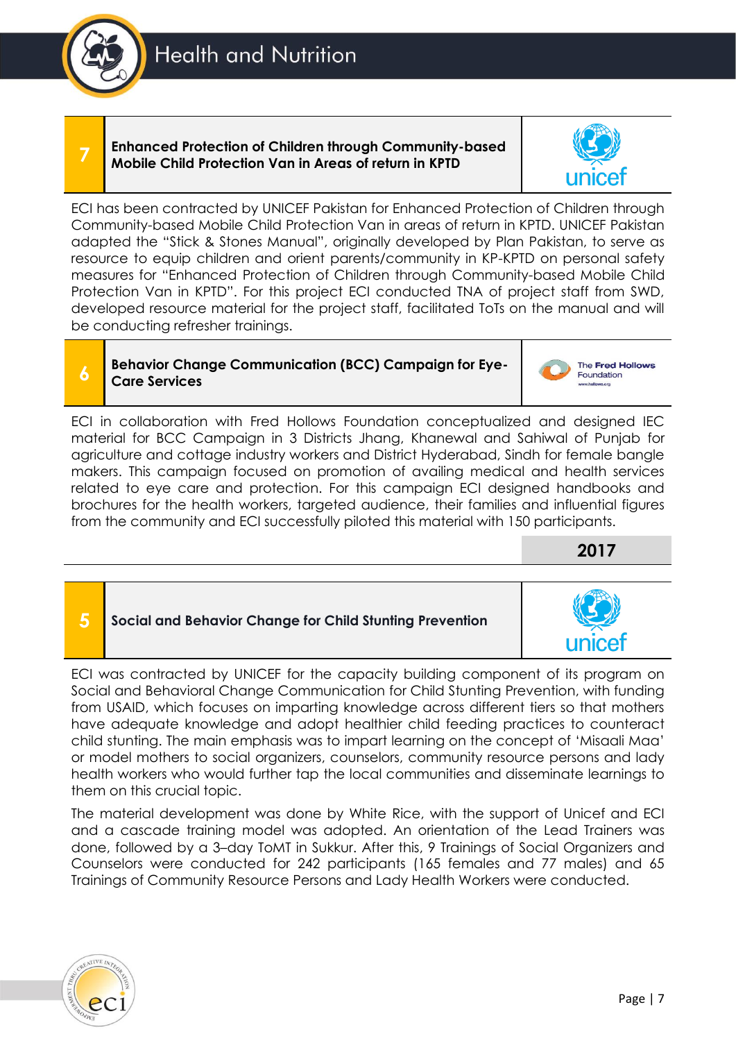## 7 Enhanced Protection of Children through Community-based Mobile Child Protection Van in Areas of return in KPTD

ECI has been contracted by UNICEF Pakistan for Enhanced Protection of Children through Community-based Mobile Child Protection Van in areas of return in KPTD. UNICEF Pakistan adapted the "Stick & Stones Manual", originally developed by Plan Pakistan, to serve as resource to equip children and orient parents/community in KP-KPTD on personal safety measures for "Enhanced Protection of Children through Community-based Mobile Child Protection Van in KPTD". For this project ECI conducted TNA of project staff from SWD, developed resource material for the project staff, facilitated ToTs on the manual and will be conducting refresher trainings.

## 6 Behavior Change Communication (BCC) Campaign for Eye-Care Services

ECI in collaboration with Fred Hollows Foundation conceptualized and designed IEC material for BCC Campaign in 3 Districts Jhang, Khanewal and Sahiwal of Punjab for agriculture and cottage industry workers and District Hyderabad, Sindh for female bangle makers. This campaign focused on promotion of availing medical and health services related to eye care and protection. For this campaign ECI designed handbooks and brochures for the health workers, targeted audience, their families and influential figures from the community and ECI successfully piloted this material with 150 participants.

**2017**

## 5 Social and Behavior Change for Child Stunting Prevention

ECI was contracted by UNICEF for the capacity building component of its program on Social and Behavioral Change Communication for Child Stunting Prevention, with funding from USAID, which focuses on imparting knowledge across different tiers so that mothers have adequate knowledge and adopt healthier child feeding practices to counteract child stunting. The main emphasis was to impart learning on the concept of 'Misaali Maa' or model mothers to social organizers, counselors, community resource persons and lady health workers who would further tap the local communities and disseminate learnings to them on this crucial topic.

The material development was done by White Rice, with the support of Unicef and ECI and a cascade training model was adopted. An orientation of the Lead Trainers was done, followed by a 3–day ToMT in Sukkur. After this, 9 Trainings of Social Organizers and Counselors were conducted for 242 participants (165 females and 77 males) and 65 Trainings of Community Resource Persons and Lady Health Workers were conducted.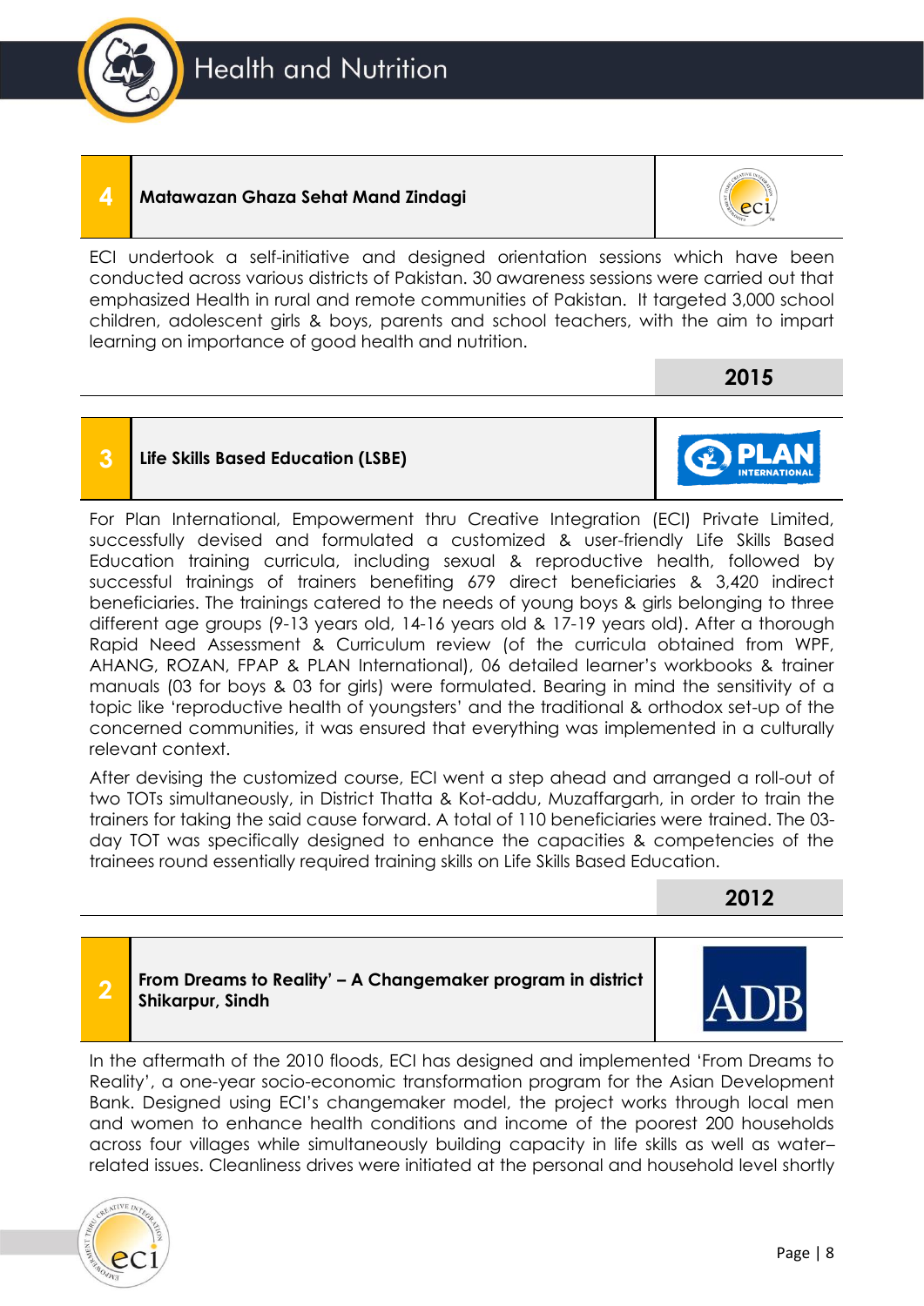# Health and Nutrition

## 4 Matawazan Ghaza Sehat Mand Zindagi

ECI undertook a self-initiative and designed orientation sessions which have been conducted across various districts of Pakistan. 30 awareness sessions were carried out that emphasized Health in rural and remote communities of Pakistan. It targeted 3,000 school children, adolescent girls & boys, parents and school teachers, with the aim to impart learning on importance of good health and nutrition.

**2015**

## 3 Life Skills Based Education (LSBE)

For Plan International, Empowerment thru Creative Integration (ECI) Private Limited, successfully devised and formulated a customized & user-friendly Life Skills Based Education training curricula, including sexual & reproductive health, followed by successful trainings of trainers benefiting 679 direct beneficiaries & 3,420 indirect beneficiaries. The trainings catered to the needs of young boys & girls belonging to three different age groups (9-13 years old, 14-16 years old & 17-19 years old). After a thorough Rapid Need Assessment & Curriculum review (of the curricula obtained from WPF, AHANG, ROZAN, FPAP & PLAN International), 06 detailed learner's workbooks & trainer manuals (03 for boys & 03 for girls) were formulated. Bearing in mind the sensitivity of a topic like 'reproductive health of youngsters' and the traditional & orthodox set-up of the concerned communities, it was ensured that everything was implemented in a culturally relevant context.

After devising the customized course, ECI went a step ahead and arranged a roll-out of two TOTs simultaneously, in District Thatta & Kot-addu, Muzaffargarh, in order to train the trainers for taking the said cause forward. A total of 110 beneficiaries were trained. The 03-day TOT was specifically designed to enhance the capacities & competencies of the trainees round essentially required training skills on Life Skills Based Education.

**2012**

## 2 From Dreams to Reality' – A Changemaker program in district Shikarpur, Sindh

In the aftermath of the 2010 floods, ECI has designed and implemented 'From Dreams to Reality', a one-year socio-economic transformation program for the Asian Development Bank. Designed using ECI's changemaker model, the project works through local men and women to enhance health conditions and income of the poorest 200 households across four villages while simultaneously building capacity in life skills as well as water–related issues. Cleanliness drives were initiated at the personal and household level shortly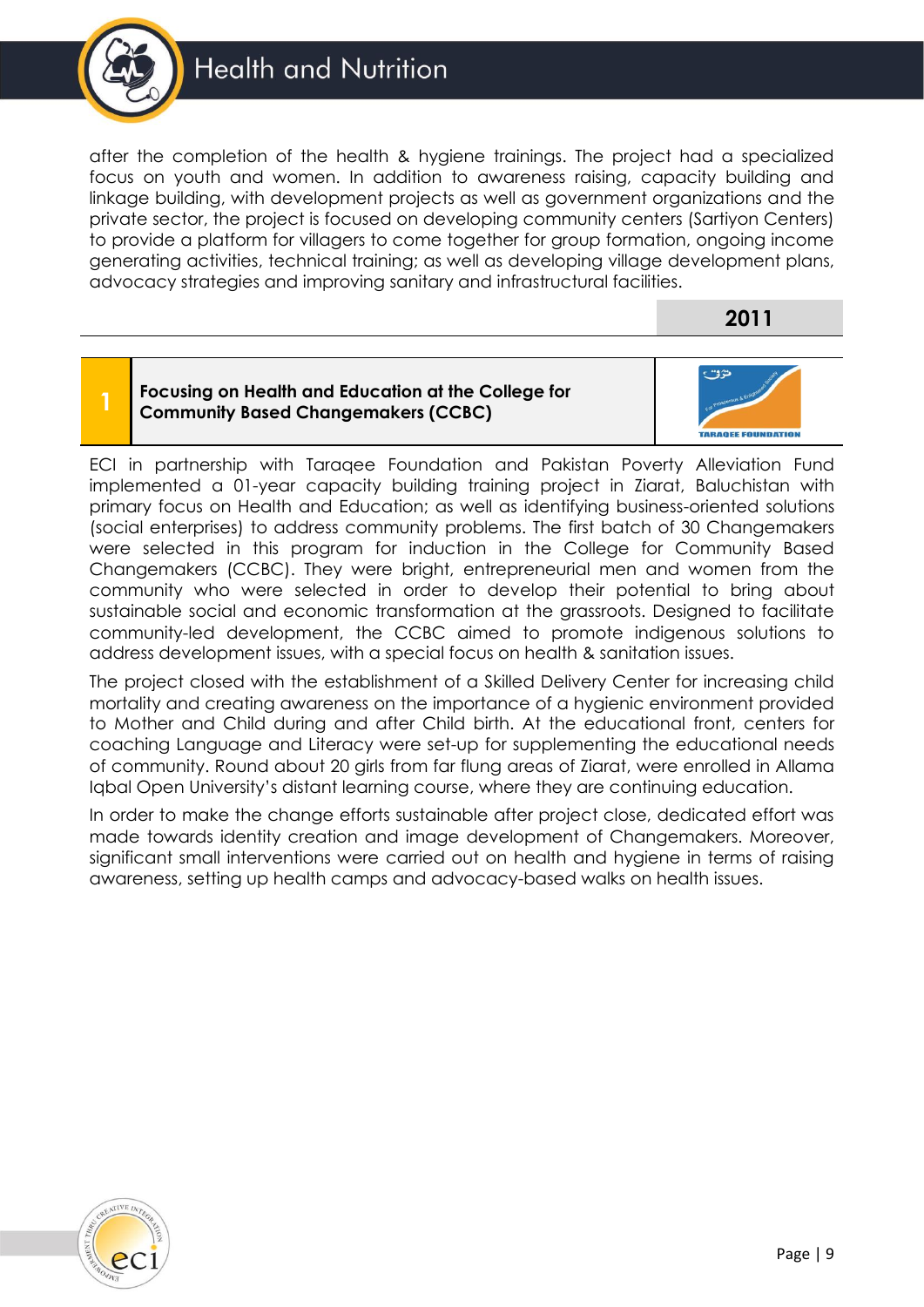after the completion of the health & hygiene trainings. The project had a specialized focus on youth and women. In addition to awareness raising, capacity building and linkage building, with development projects as well as government organizations and the private sector, the project is focused on developing community centers (Sartiyon Centers) to provide a platform for villagers to come together for group formation, ongoing income generating activities, technical training; as well as developing village development plans, advocacy strategies and improving sanitary and infrastructural facilities.

## 2011

### 1 Focusing on Health and Education at the College for Community Based Changemakers (CCBC)

ECI in partnership with Taraqee Foundation and Pakistan Poverty Alleviation Fund implemented a 01-year capacity building training project in Ziarat, Baluchistan with primary focus on Health and Education; as well as identifying business-oriented solutions (social enterprises) to address community problems. The first batch of 30 Changemakers were selected in this program for induction in the College for Community Based Changemakers (CCBC). They were bright, entrepreneurial men and women from the community who were selected in order to develop their potential to bring about sustainable social and economic transformation at the grassroots. Designed to facilitate community-led development, the CCBC aimed to promote indigenous solutions to address development issues, with a special focus on health & sanitation issues.

The project closed with the establishment of a Skilled Delivery Center for increasing child mortality and creating awareness on the importance of a hygienic environment provided to Mother and Child during and after Child birth. At the educational front, centers for coaching Language and Literacy were set-up for supplementing the educational needs of community. Round about 20 girls from far flung areas of Ziarat, were enrolled in Allama Iqbal Open University's distant learning course, where they are continuing education.

In order to make the change efforts sustainable after project close, dedicated effort was made towards identity creation and image development of Changemakers. Moreover, significant small interventions were carried out on health and hygiene in terms of raising awareness, setting up health camps and advocacy-based walks on health issues.